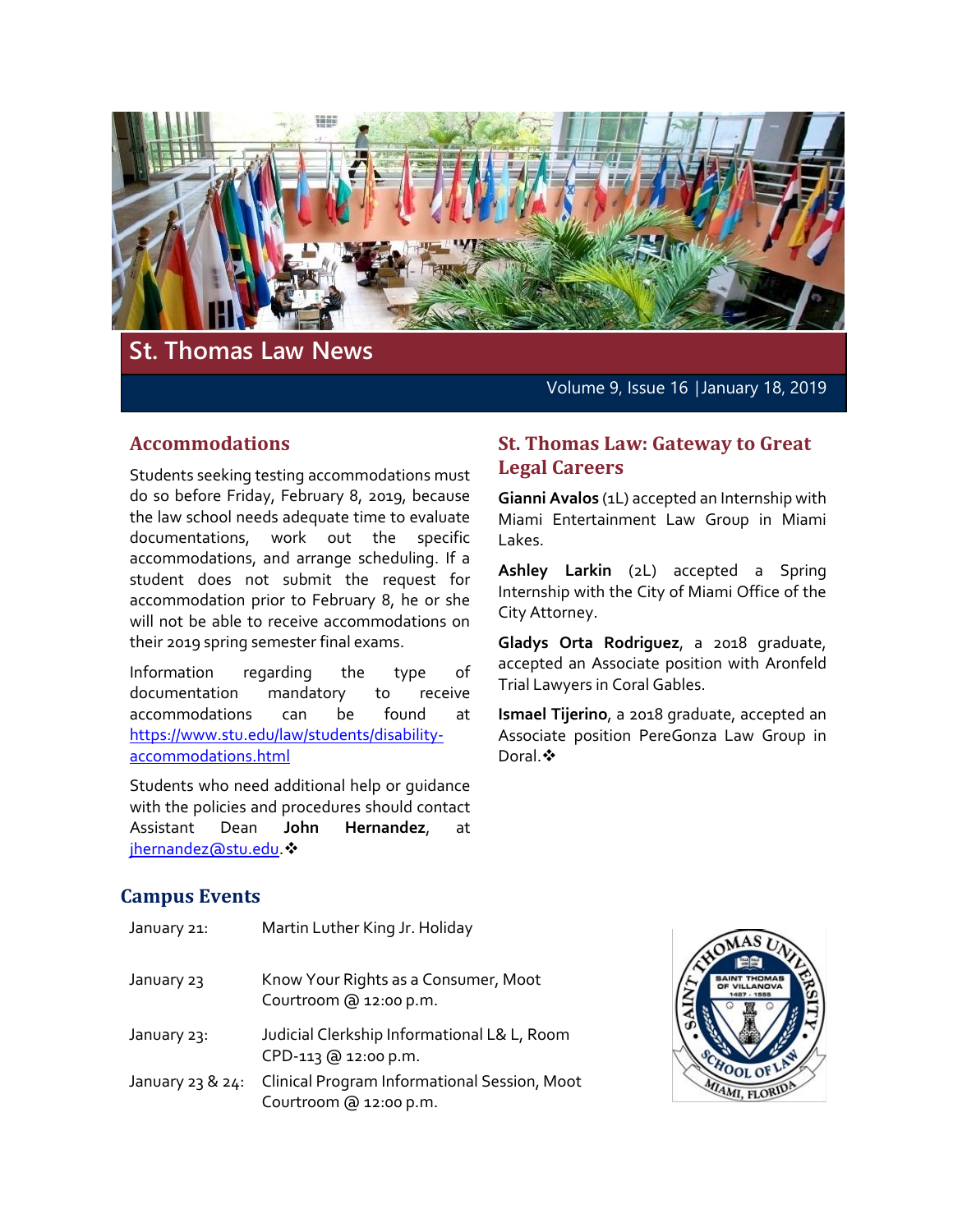# St. Thomas Law News

Volume 9, Issue 16 | January 18, 2019

## Accommodations

Students seeking testing accommodations must do so before Friday, February 8, 2019, because the law school needs adequate time to evaluate documentations, work out the specific accommodations, and arrange scheduling. If a student does not submit the request for accommodation prior to February 8, he or she will not be able to receive accommodations on their 2019 spring semester final exams.

Information regarding the type of documentation mandatory to receive accommodations can be found at https://www.stu.edu/law/students/disability-accommodations.html

Students who need additional help or guidance with the policies and procedures should contact Assistant Dean **John Hernandez**, at jhernandez@stu.edu.❖

## St. Thomas Law: Gateway to Great Legal Careers

**Gianni Avalos** (1L) accepted an Internship with Miami Entertainment Law Group in Miami Lakes.

**Ashley Larkin** (2L) accepted a Spring Internship with the City of Miami Office of the City Attorney.

**Gladys Orta Rodriguez**, a 2018 graduate, accepted an Associate position with Aronfeld Trial Lawyers in Coral Gables.

**Ismael Tijerino**, a 2018 graduate, accepted an Associate position PereGonza Law Group in Doral.❖

## Campus Events

| | |
|---|---|
| January 21: | Martin Luther King Jr. Holiday |
| January 23 | Know Your Rights as a Consumer, Moot Courtroom @ 12:00 p.m. |
| January 23: | Judicial Clerkship Informational L& L, Room CPD-113 @ 12:00 p.m. |
| January 23 & 24: | Clinical Program Informational Session, Moot Courtroom @ 12:00 p.m. |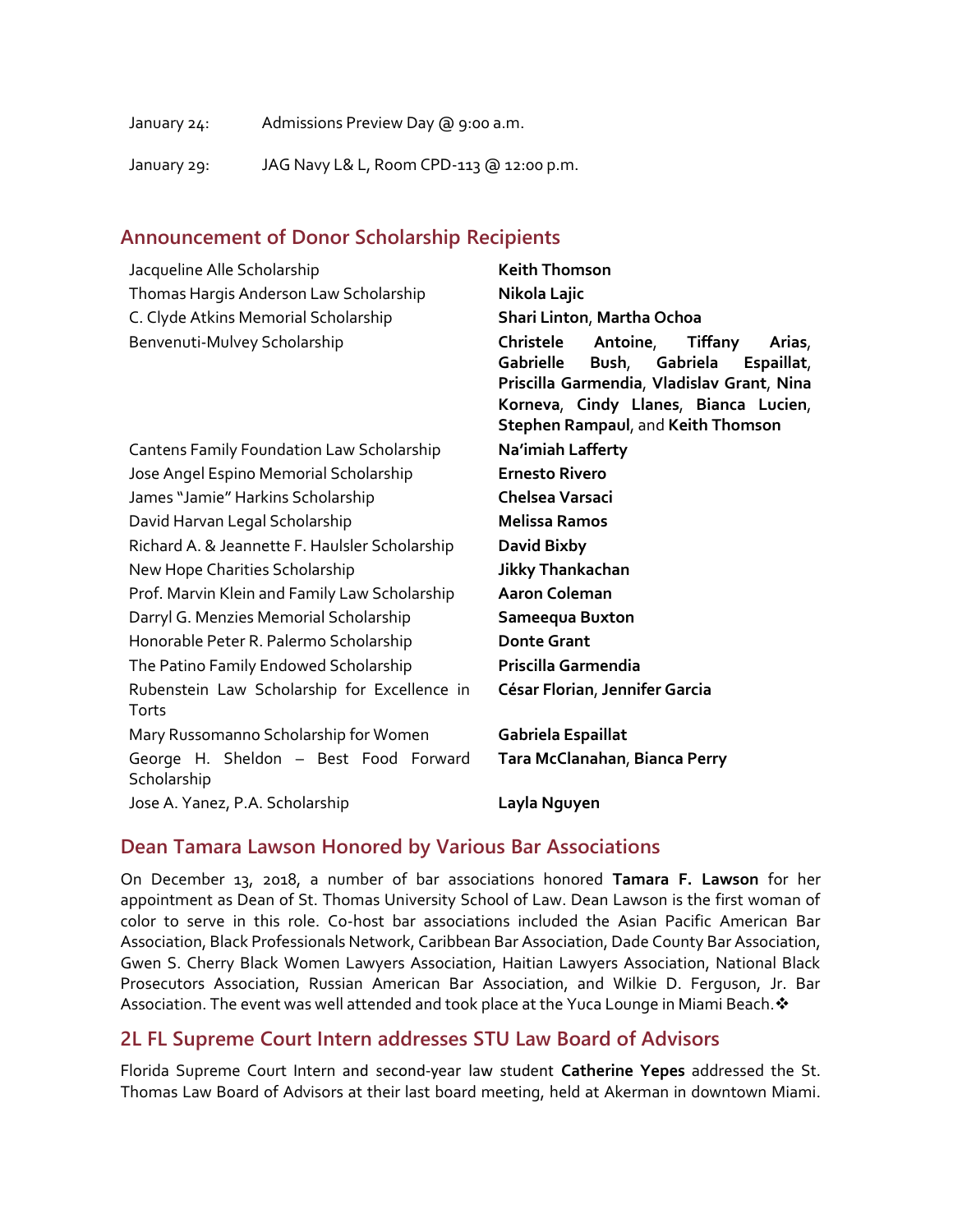January 24: Admissions Preview Day @ 9:00 a.m.

January 29: JAG Navy L& L, Room CPD-113 @ 12:00 p.m.

## Announcement of Donor Scholarship Recipients

| Scholarship | Recipient(s) |
|---|---|
| Jacqueline Alle Scholarship | **Keith Thomson** |
| Thomas Hargis Anderson Law Scholarship | **Nikola Lajic** |
| C. Clyde Atkins Memorial Scholarship | **Shari Linton**, **Martha Ochoa** |
| Benvenuti-Mulvey Scholarship | **Christele Antoine**, **Tiffany Arias**, **Gabrielle Bush**, **Gabriela Espaillat**, **Priscilla Garmendia**, **Vladislav Grant**, **Nina Korneva**, **Cindy Llanes**, **Bianca Lucien**, **Stephen Rampaul**, and **Keith Thomson** |
| Cantens Family Foundation Law Scholarship | **Na'imiah Lafferty** |
| Jose Angel Espino Memorial Scholarship | **Ernesto Rivero** |
| James "Jamie" Harkins Scholarship | **Chelsea Varsaci** |
| David Harvan Legal Scholarship | **Melissa Ramos** |
| Richard A. & Jeannette F. Haulsler Scholarship | **David Bixby** |
| New Hope Charities Scholarship | **Jikky Thankachan** |
| Prof. Marvin Klein and Family Law Scholarship | **Aaron Coleman** |
| Darryl G. Menzies Memorial Scholarship | **Sameequa Buxton** |
| Honorable Peter R. Palermo Scholarship | **Donte Grant** |
| The Patino Family Endowed Scholarship | **Priscilla Garmendia** |
| Rubenstein Law Scholarship for Excellence in Torts | **César Florian**, **Jennifer Garcia** |
| Mary Russomanno Scholarship for Women | **Gabriela Espaillat** |
| George H. Sheldon – Best Food Forward Scholarship | **Tara McClanahan**, **Bianca Perry** |
| Jose A. Yanez, P.A. Scholarship | **Layla Nguyen** |

## Dean Tamara Lawson Honored by Various Bar Associations

On December 13, 2018, a number of bar associations honored **Tamara F. Lawson** for her appointment as Dean of St. Thomas University School of Law. Dean Lawson is the first woman of color to serve in this role. Co-host bar associations included the Asian Pacific American Bar Association, Black Professionals Network, Caribbean Bar Association, Dade County Bar Association, Gwen S. Cherry Black Women Lawyers Association, Haitian Lawyers Association, National Black Prosecutors Association, Russian American Bar Association, and Wilkie D. Ferguson, Jr. Bar Association. The event was well attended and took place at the Yuca Lounge in Miami Beach.❖

## 2L FL Supreme Court Intern addresses STU Law Board of Advisors

Florida Supreme Court Intern and second-year law student **Catherine Yepes** addressed the St. Thomas Law Board of Advisors at their last board meeting, held at Akerman in downtown Miami.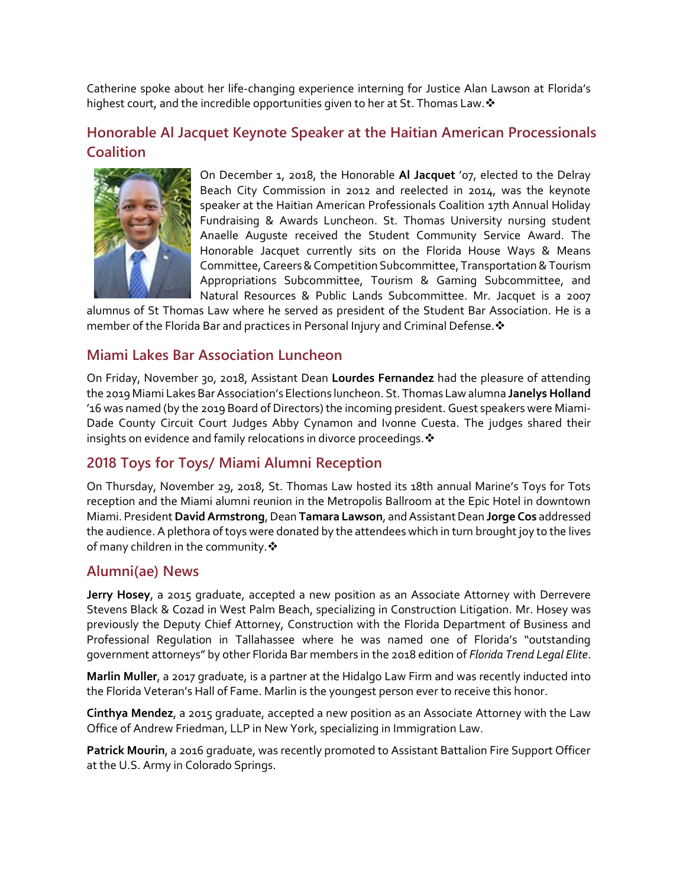Catherine spoke about her life-changing experience interning for Justice Alan Lawson at Florida's highest court, and the incredible opportunities given to her at St. Thomas Law.❖

## Honorable Al Jacquet Keynote Speaker at the Haitian American Processionals Coalition

On December 1, 2018, the Honorable **Al Jacquet** '07, elected to the Delray Beach City Commission in 2012 and reelected in 2014, was the keynote speaker at the Haitian American Professionals Coalition 17th Annual Holiday Fundraising & Awards Luncheon. St. Thomas University nursing student Anaelle Auguste received the Student Community Service Award. The Honorable Jacquet currently sits on the Florida House Ways & Means Committee, Careers & Competition Subcommittee, Transportation & Tourism Appropriations Subcommittee, Tourism & Gaming Subcommittee, and Natural Resources & Public Lands Subcommittee. Mr. Jacquet is a 2007 alumnus of St Thomas Law where he served as president of the Student Bar Association. He is a member of the Florida Bar and practices in Personal Injury and Criminal Defense.❖

## Miami Lakes Bar Association Luncheon

On Friday, November 30, 2018, Assistant Dean **Lourdes Fernandez** had the pleasure of attending the 2019 Miami Lakes Bar Association's Elections luncheon. St. Thomas Law alumna **Janelys Holland** '16 was named (by the 2019 Board of Directors) the incoming president. Guest speakers were Miami-Dade County Circuit Court Judges Abby Cynamon and Ivonne Cuesta. The judges shared their insights on evidence and family relocations in divorce proceedings.❖

## 2018 Toys for Toys/ Miami Alumni Reception

On Thursday, November 29, 2018, St. Thomas Law hosted its 18th annual Marine's Toys for Tots reception and the Miami alumni reunion in the Metropolis Ballroom at the Epic Hotel in downtown Miami. President **David Armstrong**, Dean **Tamara Lawson**, and Assistant Dean **Jorge Cos** addressed the audience. A plethora of toys were donated by the attendees which in turn brought joy to the lives of many children in the community.❖

## Alumni(ae) News

**Jerry Hosey**, a 2015 graduate, accepted a new position as an Associate Attorney with Derrevere Stevens Black & Cozad in West Palm Beach, specializing in Construction Litigation. Mr. Hosey was previously the Deputy Chief Attorney, Construction with the Florida Department of Business and Professional Regulation in Tallahassee where he was named one of Florida's "outstanding government attorneys" by other Florida Bar members in the 2018 edition of *Florida Trend Legal Elite*.

**Marlin Muller**, a 2017 graduate, is a partner at the Hidalgo Law Firm and was recently inducted into the Florida Veteran's Hall of Fame. Marlin is the youngest person ever to receive this honor.

**Cinthya Mendez**, a 2015 graduate, accepted a new position as an Associate Attorney with the Law Office of Andrew Friedman, LLP in New York, specializing in Immigration Law.

**Patrick Mourin**, a 2016 graduate, was recently promoted to Assistant Battalion Fire Support Officer at the U.S. Army in Colorado Springs.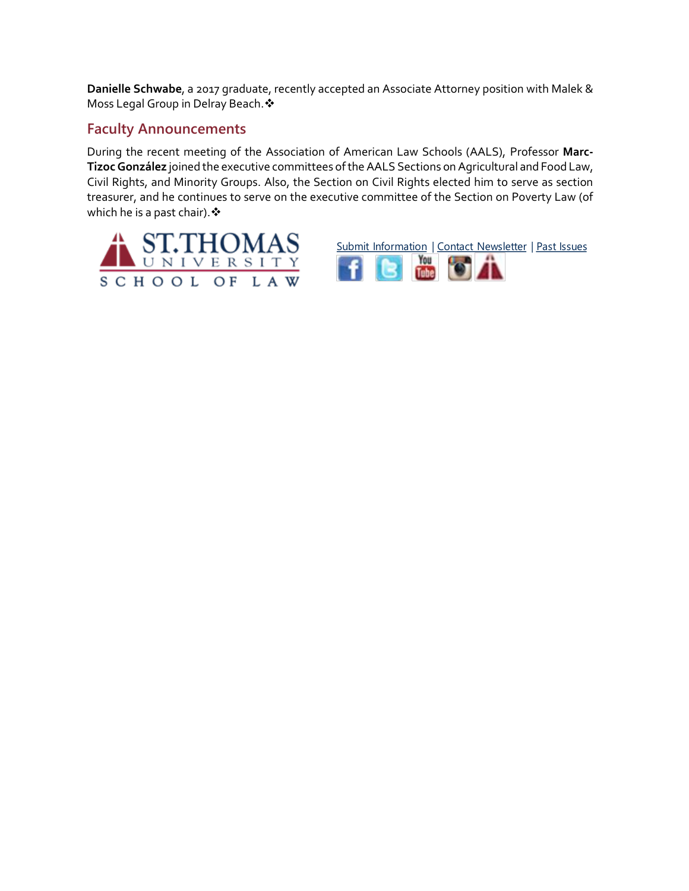**Danielle Schwabe**, a 2017 graduate, recently accepted an Associate Attorney position with Malek & Moss Legal Group in Delray Beach.❖

## Faculty Announcements

During the recent meeting of the Association of American Law Schools (AALS), Professor **Marc-Tizoc González** joined the executive committees of the AALS Sections on Agricultural and Food Law, Civil Rights, and Minority Groups. Also, the Section on Civil Rights elected him to serve as section treasurer, and he continues to serve on the executive committee of the Section on Poverty Law (of which he is a past chair).❖

ST.THOMAS UNIVERSITY SCHOOL OF LAW

Submit Information | Contact Newsletter | Past Issues